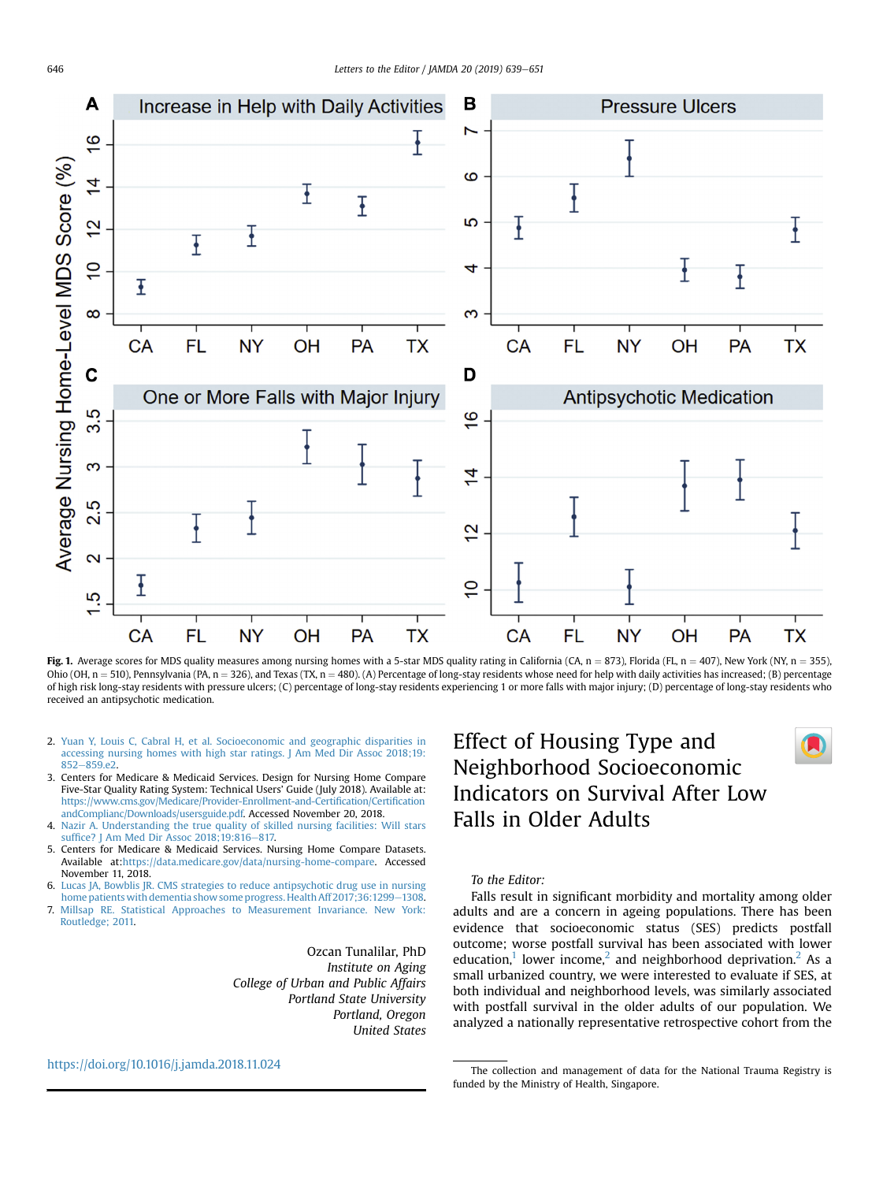Fig. 1. Average scores for MDS quality measures among nursing homes with a 5-star MDS quality rating in California (CA, n = 873), Florida (FL, n = 407), New York (NY, n = 355), Ohio (OH, n = 510), Pennsylvania (PA, n = 326), and Texas (TX, n = 480). (A) Percentage of long-stay residents whose need for help with daily activities has increased; (B) percentage of high risk long-stay residents with pressure ulcers; (C) percentage of long-stay residents experiencing 1 or more falls with major injury; (D) percentage of long-stay residents who received an antipsychotic medication.

2. Yuan Y, Louis C, Cabral H, et al. Socioeconomic and geographic disparities in accessing nursing homes with high star ratings. J Am Med Dir Assoc 2018;19:852–859.e2.
3. Centers for Medicare & Medicaid Services. Design for Nursing Home Compare Five-Star Quality Rating System: Technical Users' Guide (July 2018). Available at: https://www.cms.gov/Medicare/Provider-Enrollment-and-Certification/CertificationandComplianc/Downloads/usersguide.pdf. Accessed November 20, 2018.
4. Nazir A. Understanding the true quality of skilled nursing facilities: Will stars suffice? J Am Med Dir Assoc 2018;19:816–817.
5. Centers for Medicare & Medicaid Services. Nursing Home Compare Datasets. Available at:https://data.medicare.gov/data/nursing-home-compare. Accessed November 11, 2018.
6. Lucas JA, Bowblis JR. CMS strategies to reduce antipsychotic drug use in nursing home patients with dementia show some progress. Health Aff 2017;36:1299–1308.
7. Millsap RE. Statistical Approaches to Measurement Invariance. New York: Routledge; 2011.

Ozcan Tunalilar, PhD
*Institute on Aging*
*College of Urban and Public Affairs*
*Portland State University*
*Portland, Oregon*
*United States*

https://doi.org/10.1016/j.jamda.2018.11.024

# Effect of Housing Type and Neighborhood Socioeconomic Indicators on Survival After Low Falls in Older Adults

*To the Editor:*

Falls result in significant morbidity and mortality among older adults and are a concern in ageing populations. There has been evidence that socioeconomic status (SES) predicts postfall outcome; worse postfall survival has been associated with lower education,[1] lower income,[2] and neighborhood deprivation.[2] As a small urbanized country, we were interested to evaluate if SES, at both individual and neighborhood levels, was similarly associated with postfall survival in the older adults of our population. We analyzed a nationally representative retrospective cohort from the

The collection and management of data for the National Trauma Registry is funded by the Ministry of Health, Singapore.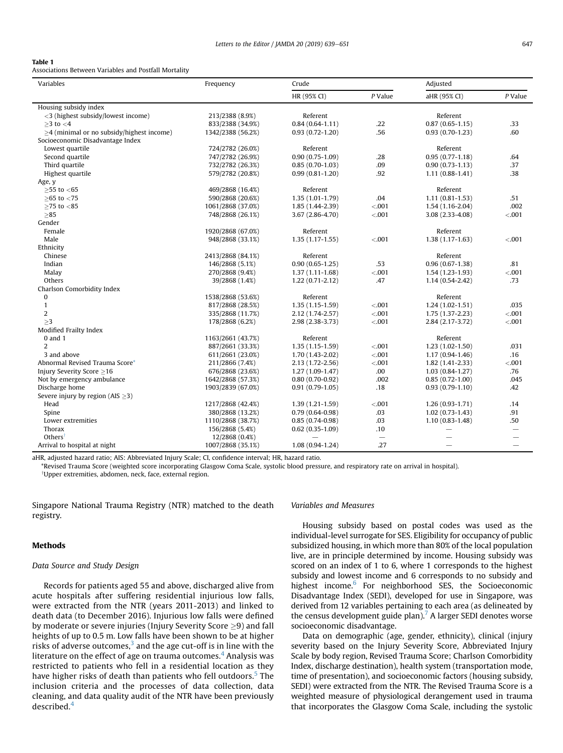**Table 1**
Associations Between Variables and Postfall Mortality

| Variables | Frequency | Crude | | Adjusted | |
|---|---|---|---|---|---|
| | | HR (95% CI) | *P* Value | aHR (95% CI) | *P* Value |
| Housing subsidy index | | | | | |
| <3 (highest subsidy/lowest income) | 213/2388 (8.9%) | Referent | | Referent | |
| ≥3 to <4 | 833/2388 (34.9%) | 0.84 (0.64-1.11) | .22 | 0.87 (0.65-1.15) | .33 |
| ≥4 (minimal or no subsidy/highest income) | 1342/2388 (56.2%) | 0.93 (0.72-1.20) | .56 | 0.93 (0.70-1.23) | .60 |
| Socioeconomic Disadvantage Index | | | | | |
| Lowest quartile | 724/2782 (26.0%) | Referent | | Referent | |
| Second quartile | 747/2782 (26.9%) | 0.90 (0.75-1.09) | .28 | 0.95 (0.77-1.18) | .64 |
| Third quartile | 732/2782 (26.3%) | 0.85 (0.70-1.03) | .09 | 0.90 (0.73-1.13) | .37 |
| Highest quartile | 579/2782 (20.8%) | 0.99 (0.81-1.20) | .92 | 1.11 (0.88-1.41) | .38 |
| Age, y | | | | | |
| ≥55 to <65 | 469/2868 (16.4%) | Referent | | Referent | |
| ≥65 to <75 | 590/2868 (20.6%) | 1.35 (1.01-1.79) | .04 | 1.11 (0.81-1.53) | .51 |
| ≥75 to <85 | 1061/2868 (37.0%) | 1.85 (1.44-2.39) | <.001 | 1.54 (1.16-2.04) | .002 |
| ≥85 | 748/2868 (26.1%) | 3.67 (2.86-4.70) | <.001 | 3.08 (2.33-4.08) | <.001 |
| Gender | | | | | |
| Female | 1920/2868 (67.0%) | Referent | | Referent | |
| Male | 948/2868 (33.1%) | 1.35 (1.17-1.55) | <.001 | 1.38 (1.17-1.63) | <.001 |
| Ethnicity | | | | | |
| Chinese | 2413/2868 (84.1%) | Referent | | Referent | |
| Indian | 146/2868 (5.1%) | 0.90 (0.65-1.25) | .53 | 0.96 (0.67-1.38) | .81 |
| Malay | 270/2868 (9.4%) | 1.37 (1.11-1.68) | <.001 | 1.54 (1.23-1.93) | <.001 |
| Others | 39/2868 (1.4%) | 1.22 (0.71-2.12) | .47 | 1.14 (0.54-2.42) | .73 |
| Charlson Comorbidity Index | | | | | |
| 0 | 1538/2868 (53.6%) | Referent | | Referent | |
| 1 | 817/2868 (28.5%) | 1.35 (1.15-1.59) | <.001 | 1.24 (1.02-1.51) | .035 |
| 2 | 335/2868 (11.7%) | 2.12 (1.74-2.57) | <.001 | 1.75 (1.37-2.23) | <.001 |
| ≥3 | 178/2868 (6.2%) | 2.98 (2.38-3.73) | <.001 | 2.84 (2.17-3.72) | <.001 |
| Modified Frailty Index | | | | | |
| 0 and 1 | 1163/2661 (43.7%) | Referent | | Referent | |
| 2 | 887/2661 (33.3%) | 1.35 (1.15-1.59) | <.001 | 1.23 (1.02-1.50) | .031 |
| 3 and above | 611/2661 (23.0%) | 1.70 (1.43-2.02) | <.001 | 1.17 (0.94-1.46) | .16 |
| Abnormal Revised Trauma Score* | 211/2866 (7.4%) | 2.13 (1.72-2.56) | <.001 | 1.82 (1.41-2.33) | <.001 |
| Injury Severity Score ≥16 | 676/2868 (23.6%) | 1.27 (1.09-1.47) | .00 | 1.03 (0.84-1.27) | .76 |
| Not by emergency ambulance | 1642/2868 (57.3%) | 0.80 (0.70-0.92) | .002 | 0.85 (0.72-1.00) | .045 |
| Discharge home | 1903/2839 (67.0%) | 0.91 (0.79-1.05) | .18 | 0.93 (0.79-1.10) | .42 |
| Severe injury by region (AIS ≥3) | | | | | |
| Head | 1217/2868 (42.4%) | 1.39 (1.21-1.59) | <.001 | 1.26 (0.93-1.71) | .14 |
| Spine | 380/2868 (13.2%) | 0.79 (0.64-0.98) | .03 | 1.02 (0.73-1.43) | .91 |
| Lower extremities | 1110/2868 (38.7%) | 0.85 (0.74-0.98) | .03 | 1.10 (0.83-1.48) | .50 |
| Thorax | 156/2868 (5.4%) | 0.62 (0.35-1.09) | .10 | — | — |
| Others† | 12/2868 (0.4%) | — | — | — | — |
| Arrival to hospital at night | 1007/2868 (35.1%) | 1.08 (0.94-1.24) | .27 | — | — |

aHR, adjusted hazard ratio; AIS: Abbreviated Injury Scale; CI, confidence interval; HR, hazard ratio.
*Revised Trauma Score (weighted score incorporating Glasgow Coma Scale, systolic blood pressure, and respiratory rate on arrival in hospital).
†Upper extremities, abdomen, neck, face, external region.

Singapore National Trauma Registry (NTR) matched to the death registry.

## Methods

### *Data Source and Study Design*

Records for patients aged 55 and above, discharged alive from acute hospitals after suffering residential injurious low falls, were extracted from the NTR (years 2011-2013) and linked to death data (to December 2016). Injurious low falls were defined by moderate or severe injuries (Injury Severity Score ≥9) and fall heights of up to 0.5 m. Low falls have been shown to be at higher risks of adverse outcomes,[3] and the age cut-off is in line with the literature on the effect of age on trauma outcomes.[4] Analysis was restricted to patients who fell in a residential location as they have higher risks of death than patients who fell outdoors.[5] The inclusion criteria and the processes of data collection, data cleaning, and data quality audit of the NTR have been previously described.[4]

### *Variables and Measures*

Housing subsidy based on postal codes was used as the individual-level surrogate for SES. Eligibility for occupancy of public subsidized housing, in which more than 80% of the local population live, are in principle determined by income. Housing subsidy was scored on an index of 1 to 6, where 1 corresponds to the highest subsidy and lowest income and 6 corresponds to no subsidy and highest income.[6] For neighborhood SES, the Socioeconomic Disadvantage Index (SEDI), developed for use in Singapore, was derived from 12 variables pertaining to each area (as delineated by the census development guide plan).[7] A larger SEDI denotes worse socioeconomic disadvantage.

Data on demographic (age, gender, ethnicity), clinical (injury severity based on the Injury Severity Score, Abbreviated Injury Scale by body region, Revised Trauma Score; Charlson Comorbidity Index, discharge destination), health system (transportation mode, time of presentation), and socioeconomic factors (housing subsidy, SEDI) were extracted from the NTR. The Revised Trauma Score is a weighted measure of physiological derangement used in trauma that incorporates the Glasgow Coma Scale, including the systolic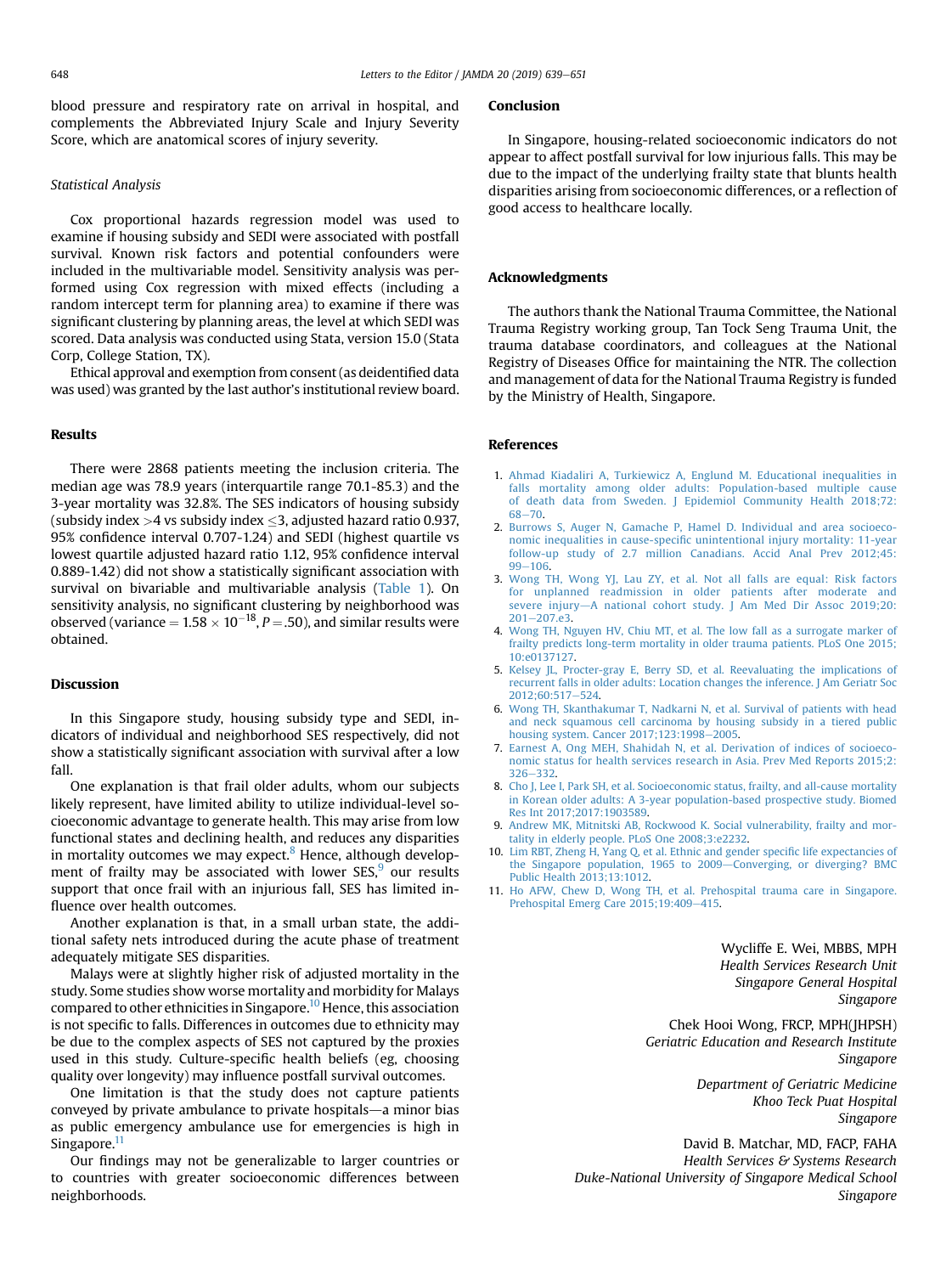blood pressure and respiratory rate on arrival in hospital, and complements the Abbreviated Injury Scale and Injury Severity Score, which are anatomical scores of injury severity.

### Statistical Analysis

Cox proportional hazards regression model was used to examine if housing subsidy and SEDI were associated with postfall survival. Known risk factors and potential confounders were included in the multivariable model. Sensitivity analysis was performed using Cox regression with mixed effects (including a random intercept term for planning area) to examine if there was significant clustering by planning areas, the level at which SEDI was scored. Data analysis was conducted using Stata, version 15.0 (Stata Corp, College Station, TX).

Ethical approval and exemption from consent (as deidentified data was used) was granted by the last author's institutional review board.

## Results

There were 2868 patients meeting the inclusion criteria. The median age was 78.9 years (interquartile range 70.1-85.3) and the 3-year mortality was 32.8%. The SES indicators of housing subsidy (subsidy index >4 vs subsidy index ≤3, adjusted hazard ratio 0.937, 95% confidence interval 0.707-1.24) and SEDI (highest quartile vs lowest quartile adjusted hazard ratio 1.12, 95% confidence interval 0.889-1.42) did not show a statistically significant association with survival on bivariable and multivariable analysis (Table 1). On sensitivity analysis, no significant clustering by neighborhood was observed (variance = $1.58 \times 10^{-18}$, $P = .50$), and similar results were obtained.

## Discussion

In this Singapore study, housing subsidy type and SEDI, indicators of individual and neighborhood SES respectively, did not show a statistically significant association with survival after a low fall.

One explanation is that frail older adults, whom our subjects likely represent, have limited ability to utilize individual-level socioeconomic advantage to generate health. This may arise from low functional states and declining health, and reduces any disparities in mortality outcomes we may expect.[8] Hence, although development of frailty may be associated with lower SES,[9] our results support that once frail with an injurious fall, SES has limited influence over health outcomes.

Another explanation is that, in a small urban state, the additional safety nets introduced during the acute phase of treatment adequately mitigate SES disparities.

Malays were at slightly higher risk of adjusted mortality in the study. Some studies show worse mortality and morbidity for Malays compared to other ethnicities in Singapore.[10] Hence, this association is not specific to falls. Differences in outcomes due to ethnicity may be due to the complex aspects of SES not captured by the proxies used in this study. Culture-specific health beliefs (eg, choosing quality over longevity) may influence postfall survival outcomes.

One limitation is that the study does not capture patients conveyed by private ambulance to private hospitals—a minor bias as public emergency ambulance use for emergencies is high in Singapore.[11]

Our findings may not be generalizable to larger countries or to countries with greater socioeconomic differences between neighborhoods.

## Conclusion

In Singapore, housing-related socioeconomic indicators do not appear to affect postfall survival for low injurious falls. This may be due to the impact of the underlying frailty state that blunts health disparities arising from socioeconomic differences, or a reflection of good access to healthcare locally.

## Acknowledgments

The authors thank the National Trauma Committee, the National Trauma Registry working group, Tan Tock Seng Trauma Unit, the trauma database coordinators, and colleagues at the National Registry of Diseases Office for maintaining the NTR. The collection and management of data for the National Trauma Registry is funded by the Ministry of Health, Singapore.

## References

1. Ahmad Kiadaliri A, Turkiewicz A, Englund M. Educational inequalities in falls mortality among older adults: Population-based multiple cause of death data from Sweden. J Epidemiol Community Health 2018;72:68–70.
2. Burrows S, Auger N, Gamache P, Hamel D. Individual and area socioeconomic inequalities in cause-specific unintentional injury mortality: 11-year follow-up study of 2.7 million Canadians. Accid Anal Prev 2012;45:99–106.
3. Wong TH, Wong YJ, Lau ZY, et al. Not all falls are equal: Risk factors for unplanned readmission in older patients after moderate and severe injury—A national cohort study. J Am Med Dir Assoc 2019;20:201–207.e3.
4. Wong TH, Nguyen HV, Chiu MT, et al. The low fall as a surrogate marker of frailty predicts long-term mortality in older trauma patients. PLoS One 2015;10:e0137127.
5. Kelsey JL, Procter-gray E, Berry SD, et al. Reevaluating the implications of recurrent falls in older adults: Location changes the inference. J Am Geriatr Soc 2012;60:517–524.
6. Wong TH, Skanthakumar T, Nadkarni N, et al. Survival of patients with head and neck squamous cell carcinoma by housing subsidy in a tiered public housing system. Cancer 2017;123:1998–2005.
7. Earnest A, Ong MEH, Shahidah N, et al. Derivation of indices of socioeconomic status for health services research in Asia. Prev Med Reports 2015;2:326–332.
8. Cho J, Lee I, Park SH, et al. Socioeconomic status, frailty, and all-cause mortality in Korean older adults: A 3-year population-based prospective study. Biomed Res Int 2017;2017:1903589.
9. Andrew MK, Mitnitski AB, Rockwood K. Social vulnerability, frailty and mortality in elderly people. PLoS One 2008;3:e2232.
10. Lim RBT, Zheng H, Yang Q, et al. Ethnic and gender specific life expectancies of the Singapore population, 1965 to 2009—Converging, or diverging? BMC Public Health 2013;13:1012.
11. Ho AFW, Chew D, Wong TH, et al. Prehospital trauma care in Singapore. Prehospital Emerg Care 2015;19:409–415.

Wycliffe E. Wei, MBBS, MPH
*Health Services Research Unit*
*Singapore General Hospital*
*Singapore*

Chek Hooi Wong, FRCP, MPH(JHPSH)
*Geriatric Education and Research Institute*
*Singapore*

*Department of Geriatric Medicine*
*Khoo Teck Puat Hospital*
*Singapore*

David B. Matchar, MD, FACP, FAHA
*Health Services & Systems Research*
*Duke-National University of Singapore Medical School*
*Singapore*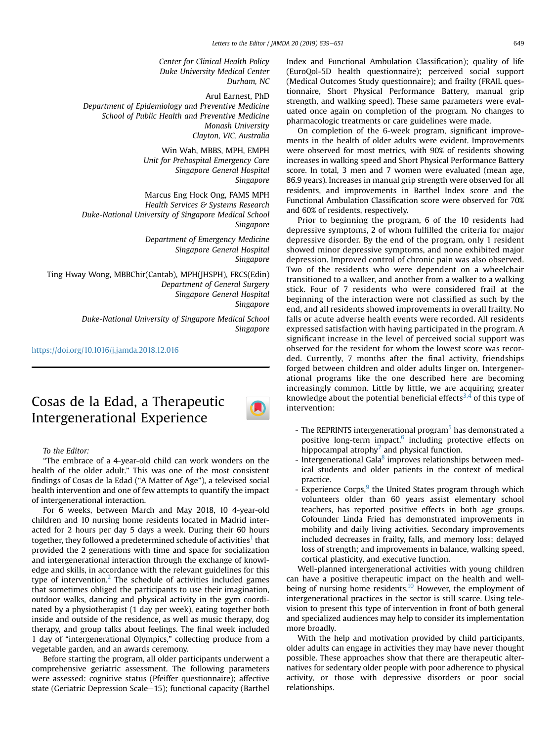*Center for Clinical Health Policy*
*Duke University Medical Center*
*Durham, NC*

Arul Earnest, PhD
*Department of Epidemiology and Preventive Medicine*
*School of Public Health and Preventive Medicine*
*Monash University*
*Clayton, VIC, Australia*

Win Wah, MBBS, MPH, EMPH
*Unit for Prehospital Emergency Care*
*Singapore General Hospital*
*Singapore*

Marcus Eng Hock Ong, FAMS MPH
*Health Services & Systems Research*
*Duke-National University of Singapore Medical School*
*Singapore*

*Department of Emergency Medicine*
*Singapore General Hospital*
*Singapore*

Ting Hway Wong, MBBChir(Cantab), MPH(JHSPH), FRCS(Edin)
*Department of General Surgery*
*Singapore General Hospital*
*Singapore*

*Duke-National University of Singapore Medical School*
*Singapore*

https://doi.org/10.1016/j.jamda.2018.12.016

# Cosas de la Edad, a Therapeutic Intergenerational Experience

*To the Editor:*

"The embrace of a 4-year-old child can work wonders on the health of the older adult." This was one of the most consistent findings of Cosas de la Edad ("A Matter of Age"), a televised social health intervention and one of few attempts to quantify the impact of intergenerational interaction.

For 6 weeks, between March and May 2018, 10 4-year-old children and 10 nursing home residents located in Madrid interacted for 2 hours per day 5 days a week. During their 60 hours together, they followed a predetermined schedule of activities[1] that provided the 2 generations with time and space for socialization and intergenerational interaction through the exchange of knowledge and skills, in accordance with the relevant guidelines for this type of intervention.[2] The schedule of activities included games that sometimes obliged the participants to use their imagination, outdoor walks, dancing and physical activity in the gym coordinated by a physiotherapist (1 day per week), eating together both inside and outside of the residence, as well as music therapy, dog therapy, and group talks about feelings. The final week included 1 day of "intergenerational Olympics," collecting produce from a vegetable garden, and an awards ceremony.

Before starting the program, all older participants underwent a comprehensive geriatric assessment. The following parameters were assessed: cognitive status (Pfeiffer questionnaire); affective state (Geriatric Depression Scale−15); functional capacity (Barthel Index and Functional Ambulation Classification); quality of life (EuroQol-5D health questionnaire); perceived social support (Medical Outcomes Study questionnaire); and frailty (FRAIL questionnaire, Short Physical Performance Battery, manual grip strength, and walking speed). These same parameters were evaluated once again on completion of the program. No changes to pharmacologic treatments or care guidelines were made.

On completion of the 6-week program, significant improvements in the health of older adults were evident. Improvements were observed for most metrics, with 90% of residents showing increases in walking speed and Short Physical Performance Battery score. In total, 3 men and 7 women were evaluated (mean age, 86.9 years). Increases in manual grip strength were observed for all residents, and improvements in Barthel Index score and the Functional Ambulation Classification score were observed for 70% and 60% of residents, respectively.

Prior to beginning the program, 6 of the 10 residents had depressive symptoms, 2 of whom fulfilled the criteria for major depressive disorder. By the end of the program, only 1 resident showed minor depressive symptoms, and none exhibited major depression. Improved control of chronic pain was also observed. Two of the residents who were dependent on a wheelchair transitioned to a walker, and another from a walker to a walking stick. Four of 7 residents who were considered frail at the beginning of the interaction were not classified as such by the end, and all residents showed improvements in overall frailty. No falls or acute adverse health events were recorded. All residents expressed satisfaction with having participated in the program. A significant increase in the level of perceived social support was observed for the resident for whom the lowest score was recorded. Currently, 7 months after the final activity, friendships forged between children and older adults linger on. Intergenerational programs like the one described here are becoming increasingly common. Little by little, we are acquiring greater knowledge about the potential beneficial effects[3,4] of this type of intervention:

- The REPRINTS intergenerational program[5] has demonstrated a positive long-term impact,[6] including protective effects on hippocampal atrophy[7] and physical function.
- Intergenerational Gala[8] improves relationships between medical students and older patients in the context of medical practice.
- Experience Corps,[9] the United States program through which volunteers older than 60 years assist elementary school teachers, has reported positive effects in both age groups. Cofounder Linda Fried has demonstrated improvements in mobility and daily living activities. Secondary improvements included decreases in frailty, falls, and memory loss; delayed loss of strength; and improvements in balance, walking speed, cortical plasticity, and executive function.

Well-planned intergenerational activities with young children can have a positive therapeutic impact on the health and well-being of nursing home residents.[10] However, the employment of intergenerational practices in the sector is still scarce. Using television to present this type of intervention in front of both general and specialized audiences may help to consider its implementation more broadly.

With the help and motivation provided by child participants, older adults can engage in activities they may have never thought possible. These approaches show that there are therapeutic alternatives for sedentary older people with poor adherence to physical activity, or those with depressive disorders or poor social relationships.